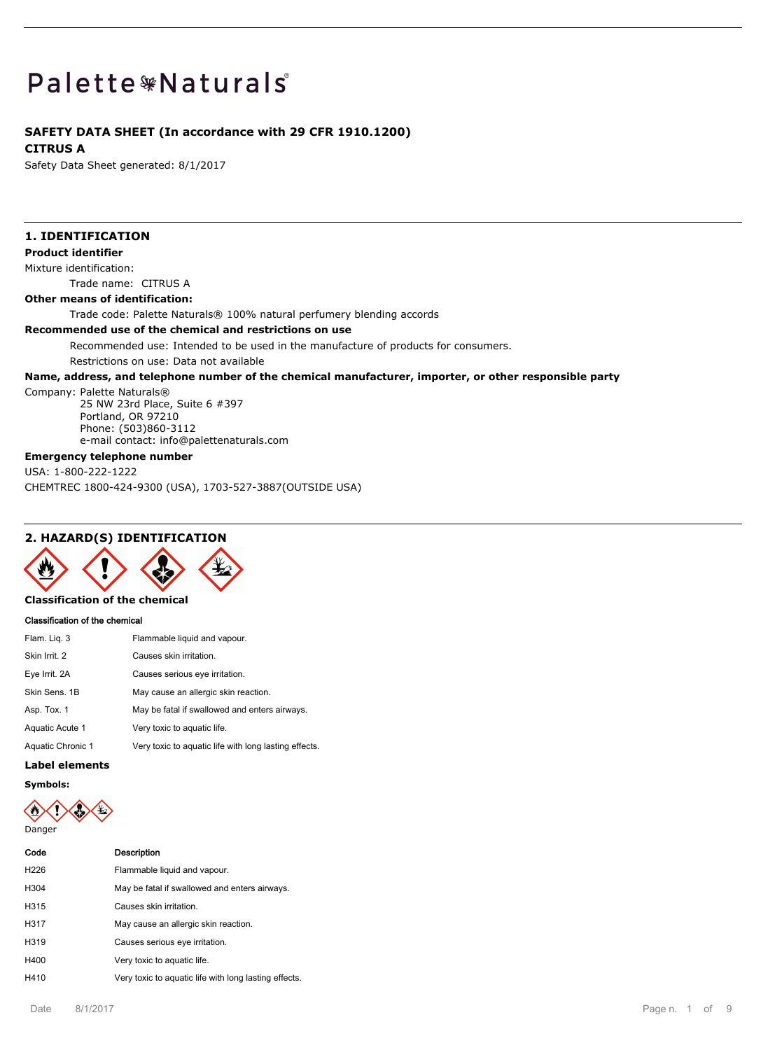# Palette❃Naturals®

**SAFETY DATA SHEET (In accordance with 29 CFR 1910.1200)**

**CITRUS A**

Safety Data Sheet generated: 8/1/2017

## 1. IDENTIFICATION

**Product identifier**

Mixture identification:

Trade name: CITRUS A

**Other means of identification:**

Trade code: Palette Naturals® 100% natural perfumery blending accords

**Recommended use of the chemical and restrictions on use**

Recommended use: Intended to be used in the manufacture of products for consumers.

Restrictions on use: Data not available

**Name, address, and telephone number of the chemical manufacturer, importer, or other responsible party**

Company: Palette Naturals®
25 NW 23rd Place, Suite 6 #397
Portland, OR 97210
Phone: (503)860-3112
e-mail contact: info@palettenaturals.com

**Emergency telephone number**

USA: 1-800-222-1222

CHEMTREC 1800-424-9300 (USA), 1703-527-3887(OUTSIDE USA)

## 2. HAZARD(S) IDENTIFICATION

**Classification of the chemical**

**Classification of the chemical**

| | |
|---|---|
| Flam. Liq. 3 | Flammable liquid and vapour. |
| Skin Irrit. 2 | Causes skin irritation. |
| Eye Irrit. 2A | Causes serious eye irritation. |
| Skin Sens. 1B | May cause an allergic skin reaction. |
| Asp. Tox. 1 | May be fatal if swallowed and enters airways. |
| Aquatic Acute 1 | Very toxic to aquatic life. |
| Aquatic Chronic 1 | Very toxic to aquatic life with long lasting effects. |

**Label elements**

**Symbols:**

Danger

| Code | Description |
|---|---|
| H226 | Flammable liquid and vapour. |
| H304 | May be fatal if swallowed and enters airways. |
| H315 | Causes skin irritation. |
| H317 | May cause an allergic skin reaction. |
| H319 | Causes serious eye irritation. |
| H400 | Very toxic to aquatic life. |
| H410 | Very toxic to aquatic life with long lasting effects. |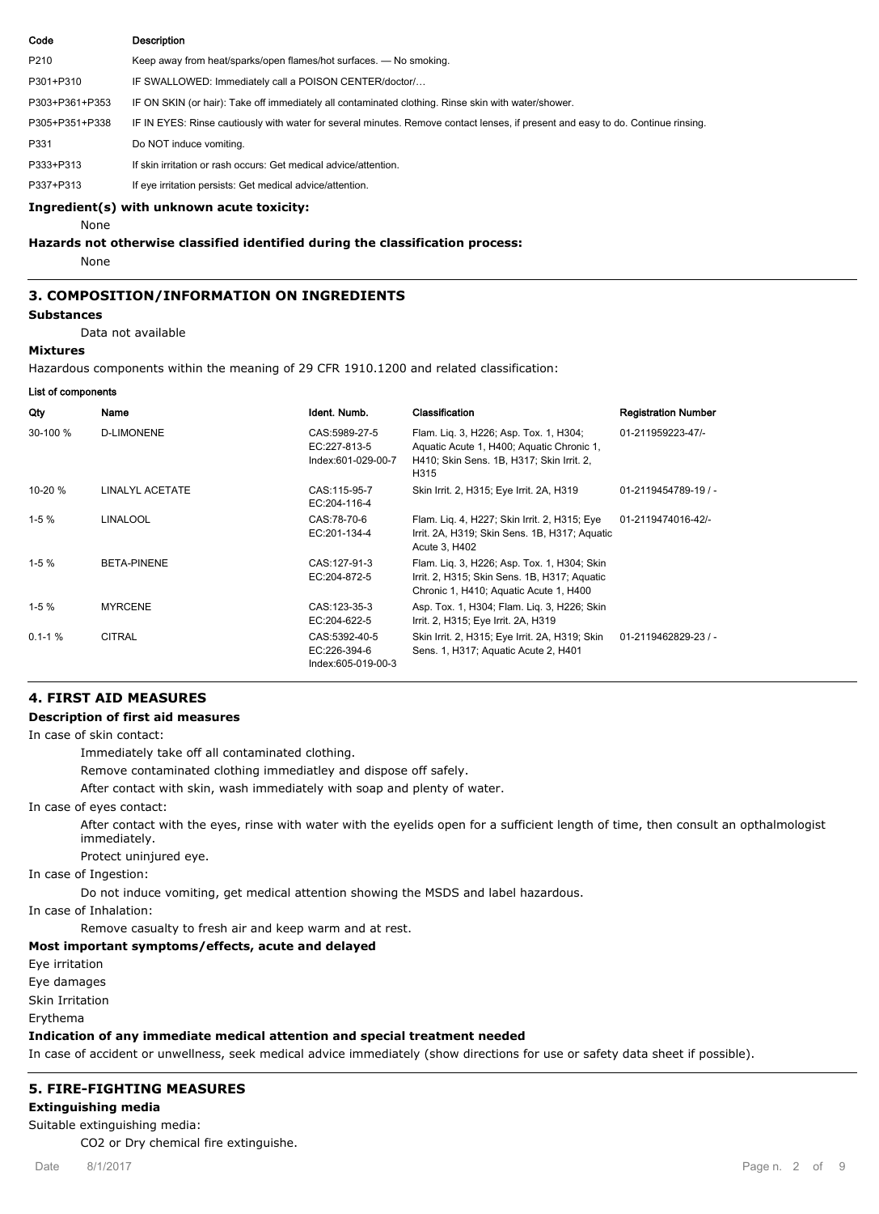| Code | Description |
|---|---|
| P210 | Keep away from heat/sparks/open flames/hot surfaces. — No smoking. |
| P301+P310 | IF SWALLOWED: Immediately call a POISON CENTER/doctor/… |
| P303+P361+P353 | IF ON SKIN (or hair): Take off immediately all contaminated clothing. Rinse skin with water/shower. |
| P305+P351+P338 | IF IN EYES: Rinse cautiously with water for several minutes. Remove contact lenses, if present and easy to do. Continue rinsing. |
| P331 | Do NOT induce vomiting. |
| P333+P313 | If skin irritation or rash occurs: Get medical advice/attention. |
| P337+P313 | If eye irritation persists: Get medical advice/attention. |

**Ingredient(s) with unknown acute toxicity:**

None

**Hazards not otherwise classified identified during the classification process:**

None

## 3. COMPOSITION/INFORMATION ON INGREDIENTS

**Substances**

Data not available

**Mixtures**

Hazardous components within the meaning of 29 CFR 1910.1200 and related classification:

**List of components**

| Qty | Name | Ident. Numb. | Classification | Registration Number |
|---|---|---|---|---|
| 30-100 % | D-LIMONENE | CAS:5989-27-5<br>EC:227-813-5<br>Index:601-029-00-7 | Flam. Liq. 3, H226; Asp. Tox. 1, H304; Aquatic Acute 1, H400; Aquatic Chronic 1, H410; Skin Sens. 1B, H317; Skin Irrit. 2, H315 | 01-211959223-47/- |
| 10-20 % | LINALYL ACETATE | CAS:115-95-7<br>EC:204-116-4 | Skin Irrit. 2, H315; Eye Irrit. 2A, H319 | 01-2119454789-19 / - |
| 1-5 % | LINALOOL | CAS:78-70-6<br>EC:201-134-4 | Flam. Liq. 4, H227; Skin Irrit. 2, H315; Eye Irrit. 2A, H319; Skin Sens. 1B, H317; Aquatic Acute 3, H402 | 01-2119474016-42/- |
| 1-5 % | BETA-PINENE | CAS:127-91-3<br>EC:204-872-5 | Flam. Liq. 3, H226; Asp. Tox. 1, H304; Skin Irrit. 2, H315; Skin Sens. 1B, H317; Aquatic Chronic 1, H410; Aquatic Acute 1, H400 | |
| 1-5 % | MYRCENE | CAS:123-35-3<br>EC:204-622-5 | Asp. Tox. 1, H304; Flam. Liq. 3, H226; Skin Irrit. 2, H315; Eye Irrit. 2A, H319 | |
| 0.1-1 % | CITRAL | CAS:5392-40-5<br>EC:226-394-6<br>Index:605-019-00-3 | Skin Irrit. 2, H315; Eye Irrit. 2A, H319; Skin Sens. 1, H317; Aquatic Acute 2, H401 | 01-2119462829-23 / - |

## 4. FIRST AID MEASURES

**Description of first aid measures**

In case of skin contact:

Immediately take off all contaminated clothing.

Remove contaminated clothing immediatley and dispose off safely.

After contact with skin, wash immediately with soap and plenty of water.

In case of eyes contact:

After contact with the eyes, rinse with water with the eyelids open for a sufficient length of time, then consult an opthalmologist immediately.

Protect uninjured eye.

In case of Ingestion:

Do not induce vomiting, get medical attention showing the MSDS and label hazardous.

In case of Inhalation:

Remove casualty to fresh air and keep warm and at rest.

**Most important symptoms/effects, acute and delayed**

Eye irritation

Eye damages

Skin Irritation

Erythema

**Indication of any immediate medical attention and special treatment needed**

In case of accident or unwellness, seek medical advice immediately (show directions for use or safety data sheet if possible).

## 5. FIRE-FIGHTING MEASURES

**Extinguishing media**

Suitable extinguishing media:

$CO_2$ or Dry chemical fire extinguishe.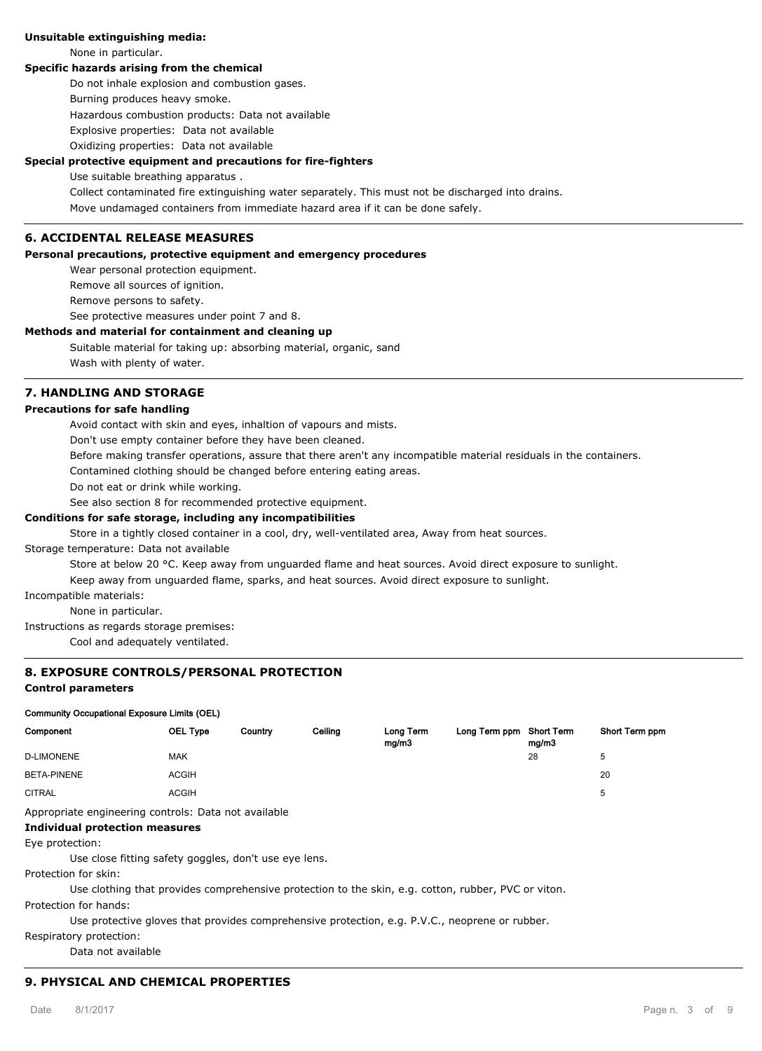**Unsuitable extinguishing media:**

None in particular.

**Specific hazards arising from the chemical**

Do not inhale explosion and combustion gases.

Burning produces heavy smoke.

Hazardous combustion products: Data not available

Explosive properties: Data not available

Oxidizing properties: Data not available

**Special protective equipment and precautions for fire-fighters**

Use suitable breathing apparatus .

Collect contaminated fire extinguishing water separately. This must not be discharged into drains.

Move undamaged containers from immediate hazard area if it can be done safely.

## 6. ACCIDENTAL RELEASE MEASURES

**Personal precautions, protective equipment and emergency procedures**

Wear personal protection equipment.

Remove all sources of ignition.

Remove persons to safety.

See protective measures under point 7 and 8.

**Methods and material for containment and cleaning up**

Suitable material for taking up: absorbing material, organic, sand

Wash with plenty of water.

## 7. HANDLING AND STORAGE

**Precautions for safe handling**

Avoid contact with skin and eyes, inhaltion of vapours and mists.

Don't use empty container before they have been cleaned.

Before making transfer operations, assure that there aren't any incompatible material residuals in the containers.

Contamined clothing should be changed before entering eating areas.

Do not eat or drink while working.

See also section 8 for recommended protective equipment.

**Conditions for safe storage, including any incompatibilities**

Store in a tightly closed container in a cool, dry, well-ventilated area, Away from heat sources.

Storage temperature: Data not available

Store at below 20 °C. Keep away from unguarded flame and heat sources. Avoid direct exposure to sunlight.

Keep away from unguarded flame, sparks, and heat sources. Avoid direct exposure to sunlight.

Incompatible materials:

None in particular.

Instructions as regards storage premises:

Cool and adequately ventilated.

## 8. EXPOSURE CONTROLS/PERSONAL PROTECTION

**Control parameters**

**Community Occupational Exposure Limits (OEL)**

| Component | OEL Type | Country | Ceiling | Long Term mg/m3 | Long Term ppm | Short Term mg/m3 | Short Term ppm |
|---|---|---|---|---|---|---|---|
| D-LIMONENE | MAK | | | | | 28 | 5 |
| BETA-PINENE | ACGIH | | | | | | 20 |
| CITRAL | ACGIH | | | | | | 5 |

Appropriate engineering controls: Data not available

**Individual protection measures**

Eye protection:

Use close fitting safety goggles, don't use eye lens.

Protection for skin:

Use clothing that provides comprehensive protection to the skin, e.g. cotton, rubber, PVC or viton.

Protection for hands:

Use protective gloves that provides comprehensive protection, e.g. P.V.C., neoprene or rubber.

Respiratory protection:

Data not available

## 9. PHYSICAL AND CHEMICAL PROPERTIES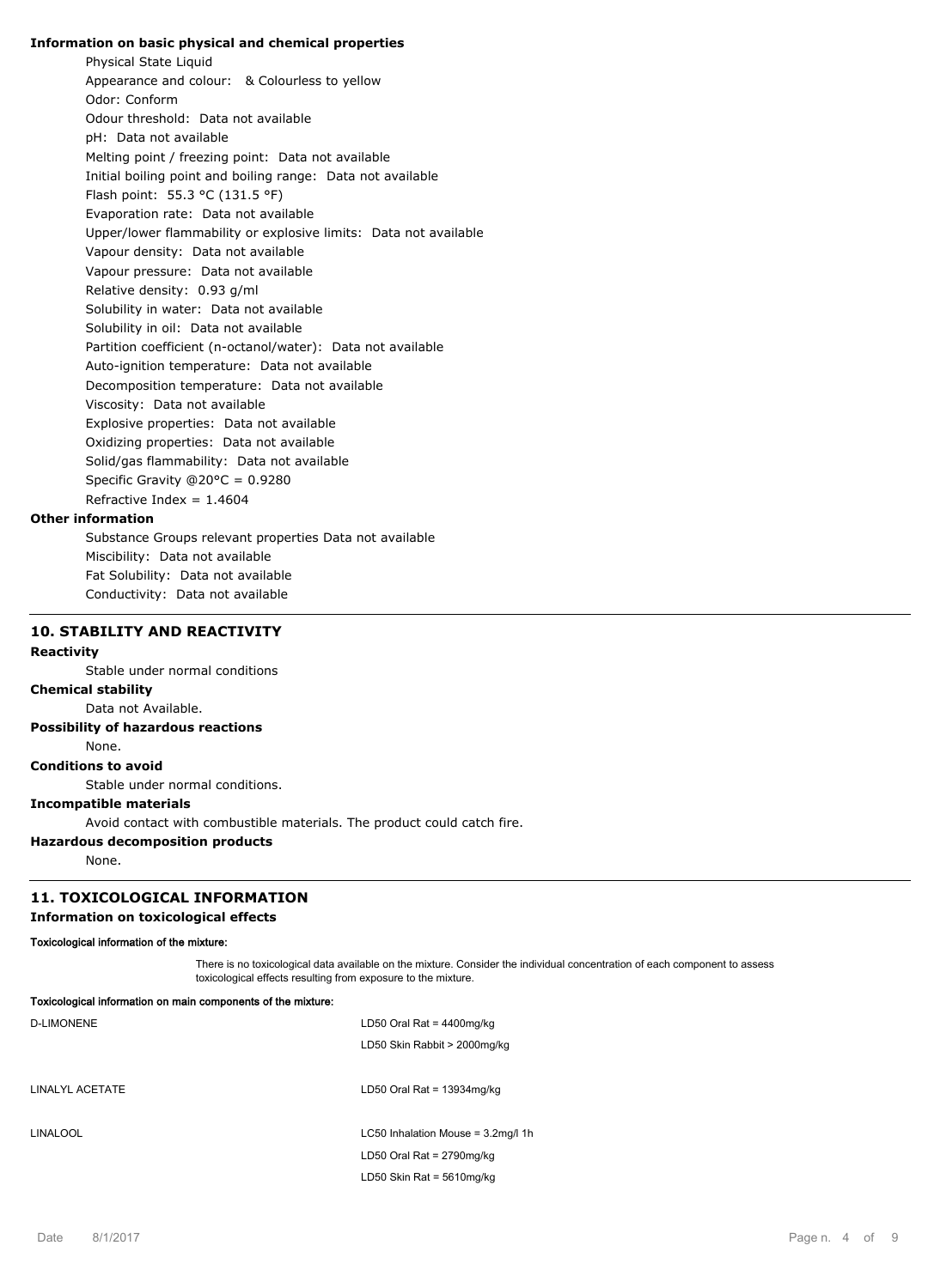**Information on basic physical and chemical properties**

Physical State Liquid

Appearance and colour: & Colourless to yellow

Odor: Conform

Odour threshold: Data not available

pH: Data not available

Melting point / freezing point: Data not available

Initial boiling point and boiling range: Data not available

Flash point: 55.3 °C (131.5 °F)

Evaporation rate: Data not available

Upper/lower flammability or explosive limits: Data not available

Vapour density: Data not available

Vapour pressure: Data not available

Relative density: 0.93 g/ml

Solubility in water: Data not available

Solubility in oil: Data not available

Partition coefficient (n-octanol/water): Data not available

Auto-ignition temperature: Data not available

Decomposition temperature: Data not available

Viscosity: Data not available

Explosive properties: Data not available

Oxidizing properties: Data not available

Solid/gas flammability: Data not available

Specific Gravity @20°C = 0.9280

Refractive Index = 1.4604

**Other information**

Substance Groups relevant properties Data not available

Miscibility: Data not available

Fat Solubility: Data not available

Conductivity: Data not available

## 10. STABILITY AND REACTIVITY

**Reactivity**

Stable under normal conditions

**Chemical stability**

Data not Available.

**Possibility of hazardous reactions**

None.

**Conditions to avoid**

Stable under normal conditions.

**Incompatible materials**

Avoid contact with combustible materials. The product could catch fire.

**Hazardous decomposition products**

None.

## 11. TOXICOLOGICAL INFORMATION

**Information on toxicological effects**

**Toxicological information of the mixture:**

There is no toxicological data available on the mixture. Consider the individual concentration of each component to assess toxicological effects resulting from exposure to the mixture.

**Toxicological information on main components of the mixture:**

| Component | Data |
|---|---|
| D-LIMONENE | LD50 Oral Rat = 4400mg/kg |
| | LD50 Skin Rabbit > 2000mg/kg |
| LINALYL ACETATE | LD50 Oral Rat = 13934mg/kg |
| LINALOOL | LC50 Inhalation Mouse = 3.2mg/l 1h |
| | LD50 Oral Rat = 2790mg/kg |
| | LD50 Skin Rat = 5610mg/kg |

Date 8/1/2017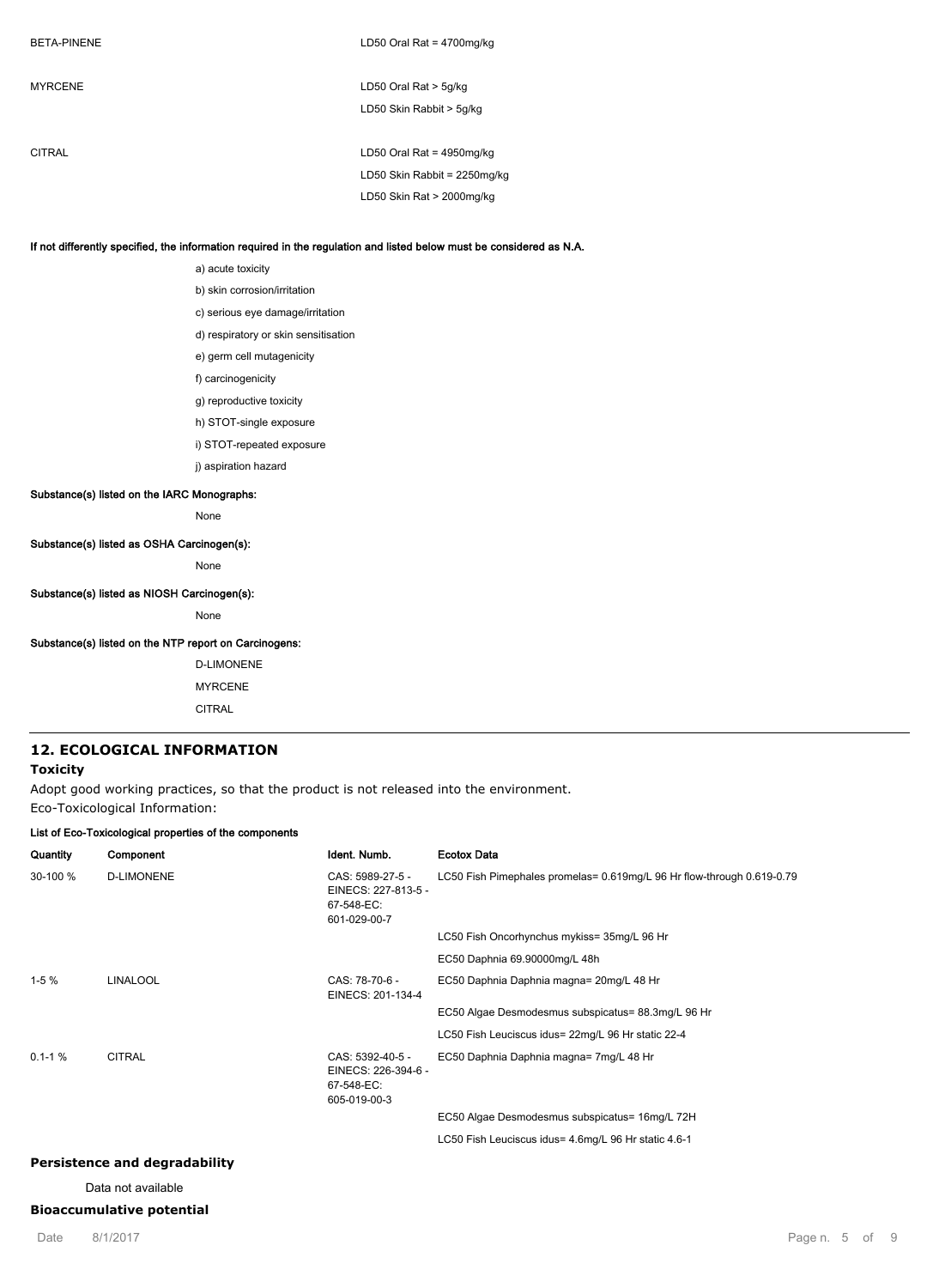| | |
|---|---|
| BETA-PINENE | LD50 Oral Rat = 4700mg/kg |
| MYRCENE | LD50 Oral Rat > 5g/kg |
| | LD50 Skin Rabbit > 5g/kg |
| CITRAL | LD50 Oral Rat = 4950mg/kg |
| | LD50 Skin Rabbit = 2250mg/kg |
| | LD50 Skin Rat > 2000mg/kg |

**If not differently specified, the information required in the regulation and listed below must be considered as N.A.**

a) acute toxicity

b) skin corrosion/irritation

c) serious eye damage/irritation

d) respiratory or skin sensitisation

e) germ cell mutagenicity

f) carcinogenicity

g) reproductive toxicity

h) STOT-single exposure

i) STOT-repeated exposure

j) aspiration hazard

**Substance(s) listed on the IARC Monographs:**

None

**Substance(s) listed as OSHA Carcinogen(s):**

None

**Substance(s) listed as NIOSH Carcinogen(s):**

None

**Substance(s) listed on the NTP report on Carcinogens:**

D-LIMONENE

MYRCENE

CITRAL

## 12. ECOLOGICAL INFORMATION

### Toxicity

Adopt good working practices, so that the product is not released into the environment.

Eco-Toxicological Information:

**List of Eco-Toxicological properties of the components**

| Quantity | Component | Ident. Numb. | Ecotox Data |
|---|---|---|---|
| 30-100 % | D-LIMONENE | CAS: 5989-27-5 - EINECS: 227-813-5 - 67-548-EC: 601-029-00-7 | LC50 Fish Pimephales promelas= 0.619mg/L 96 Hr flow-through 0.619-0.79 |
| | | | LC50 Fish Oncorhynchus mykiss= 35mg/L 96 Hr |
| | | | EC50 Daphnia 69.90000mg/L 48h |
| 1-5 % | LINALOOL | CAS: 78-70-6 - EINECS: 201-134-4 | EC50 Daphnia Daphnia magna= 20mg/L 48 Hr |
| | | | EC50 Algae Desmodesmus subspicatus= 88.3mg/L 96 Hr |
| | | | LC50 Fish Leuciscus idus= 22mg/L 96 Hr static 22-4 |
| 0.1-1 % | CITRAL | CAS: 5392-40-5 - EINECS: 226-394-6 - 67-548-EC: 605-019-00-3 | EC50 Daphnia Daphnia magna= 7mg/L 48 Hr |
| | | | EC50 Algae Desmodesmus subspicatus= 16mg/L 72H |
| | | | LC50 Fish Leuciscus idus= 4.6mg/L 96 Hr static 4.6-1 |

### Persistence and degradability

Data not available

### Bioaccumulative potential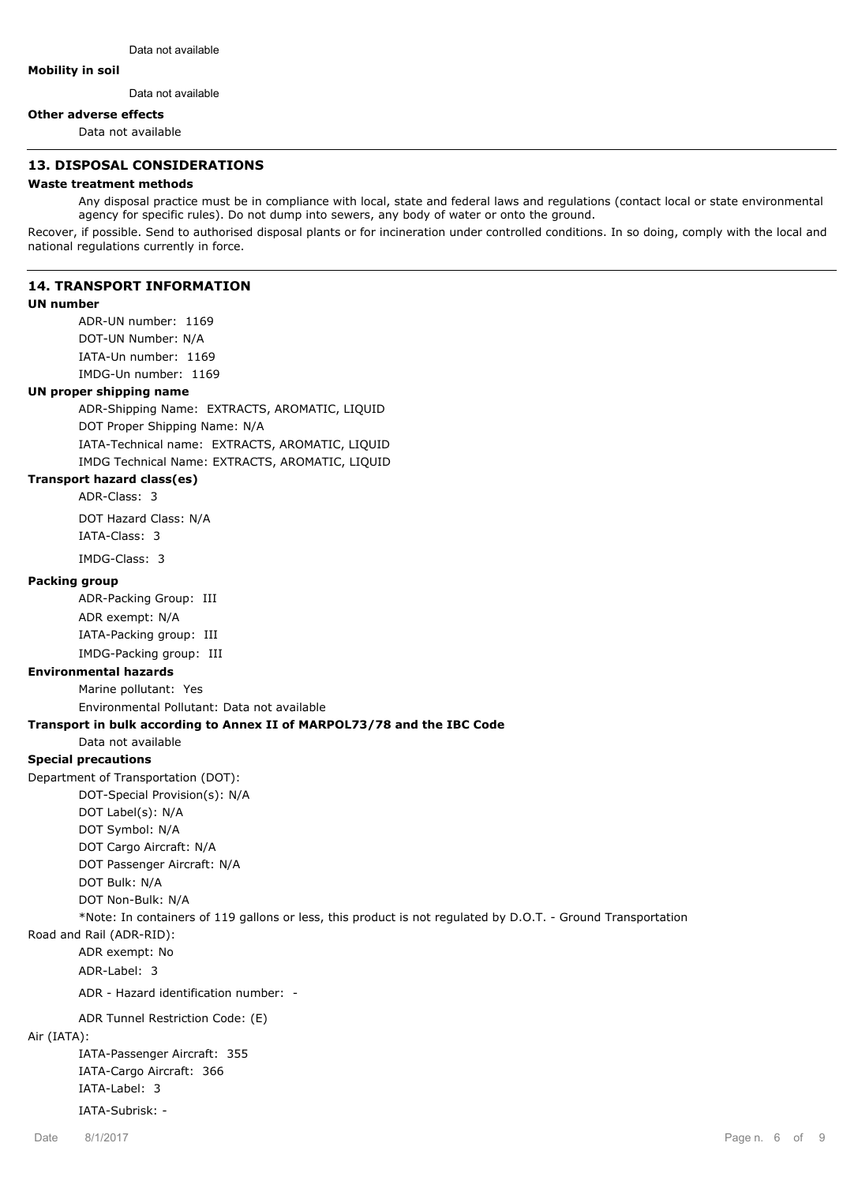Data not available

**Mobility in soil**

Data not available

**Other adverse effects**

Data not available

## 13. DISPOSAL CONSIDERATIONS

**Waste treatment methods**

Any disposal practice must be in compliance with local, state and federal laws and regulations (contact local or state environmental agency for specific rules). Do not dump into sewers, any body of water or onto the ground.

Recover, if possible. Send to authorised disposal plants or for incineration under controlled conditions. In so doing, comply with the local and national regulations currently in force.

## 14. TRANSPORT INFORMATION

**UN number**

ADR-UN number: 1169

DOT-UN Number: N/A

IATA-Un number: 1169

IMDG-Un number: 1169

**UN proper shipping name**

ADR-Shipping Name: EXTRACTS, AROMATIC, LIQUID

DOT Proper Shipping Name: N/A

IATA-Technical name: EXTRACTS, AROMATIC, LIQUID

IMDG Technical Name: EXTRACTS, AROMATIC, LIQUID

**Transport hazard class(es)**

ADR-Class: 3

DOT Hazard Class: N/A

IATA-Class: 3

IMDG-Class: 3

**Packing group**

ADR-Packing Group: III

ADR exempt: N/A

IATA-Packing group: III

IMDG-Packing group: III

**Environmental hazards**

Marine pollutant: Yes

Environmental Pollutant: Data not available

**Transport in bulk according to Annex II of MARPOL73/78 and the IBC Code**

Data not available

**Special precautions**

Department of Transportation (DOT):

DOT-Special Provision(s): N/A

DOT Label(s): N/A

DOT Symbol: N/A

DOT Cargo Aircraft: N/A

DOT Passenger Aircraft: N/A

DOT Bulk: N/A

DOT Non-Bulk: N/A

*Note: In containers of 119 gallons or less, this product is not regulated by D.O.T. - Ground Transportation

Road and Rail (ADR-RID):

ADR exempt: No

ADR-Label: 3

ADR - Hazard identification number: -

ADR Tunnel Restriction Code: (E)

Air (IATA):

IATA-Passenger Aircraft: 355

IATA-Cargo Aircraft: 366

IATA-Label: 3

IATA-Subrisk: -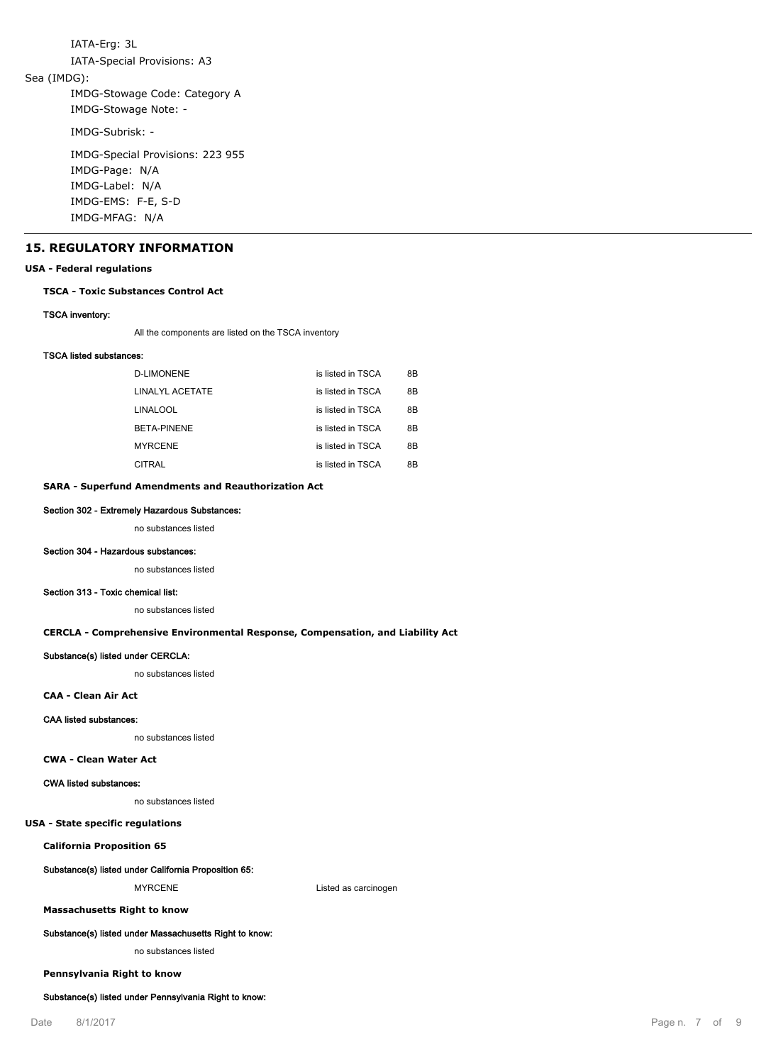IATA-Erg: 3L

IATA-Special Provisions: A3

Sea (IMDG):

IMDG-Stowage Code: Category A

IMDG-Stowage Note: -

IMDG-Subrisk: -

IMDG-Special Provisions: 223 955

IMDG-Page: N/A

IMDG-Label: N/A

IMDG-EMS: F-E, S-D

IMDG-MFAG: N/A

## 15. REGULATORY INFORMATION

### USA - Federal regulations

#### TSCA - Toxic Substances Control Act

**TSCA inventory:**

All the components are listed on the TSCA inventory

**TSCA listed substances:**

| | | |
|---|---|---|
| D-LIMONENE | is listed in TSCA | 8B |
| LINALYL ACETATE | is listed in TSCA | 8B |
| LINALOOL | is listed in TSCA | 8B |
| BETA-PINENE | is listed in TSCA | 8B |
| MYRCENE | is listed in TSCA | 8B |
| CITRAL | is listed in TSCA | 8B |

#### SARA - Superfund Amendments and Reauthorization Act

**Section 302 - Extremely Hazardous Substances:**

no substances listed

**Section 304 - Hazardous substances:**

no substances listed

**Section 313 - Toxic chemical list:**

no substances listed

#### CERCLA - Comprehensive Environmental Response, Compensation, and Liability Act

**Substance(s) listed under CERCLA:**

no substances listed

#### CAA - Clean Air Act

**CAA listed substances:**

no substances listed

#### CWA - Clean Water Act

**CWA listed substances:**

no substances listed

### USA - State specific regulations

#### California Proposition 65

**Substance(s) listed under California Proposition 65:**

MYRCENE Listed as carcinogen

#### Massachusetts Right to know

**Substance(s) listed under Massachusetts Right to know:**

no substances listed

#### Pennsylvania Right to know

**Substance(s) listed under Pennsylvania Right to know:**

Date 8/1/2017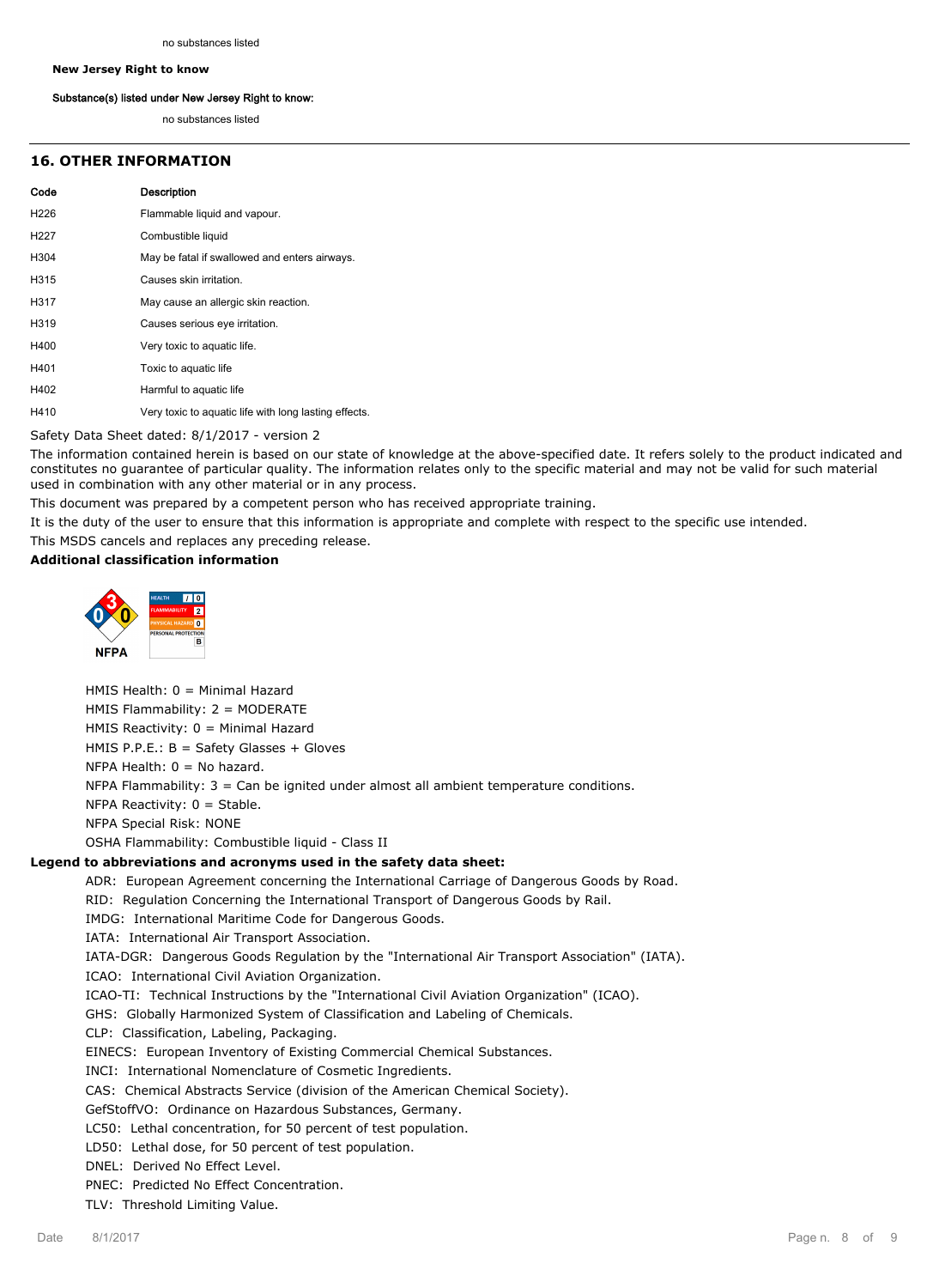no substances listed

**New Jersey Right to know**

**Substance(s) listed under New Jersey Right to know:**

no substances listed

## 16. OTHER INFORMATION

| Code | Description |
| --- | --- |
| H226 | Flammable liquid and vapour. |
| H227 | Combustible liquid |
| H304 | May be fatal if swallowed and enters airways. |
| H315 | Causes skin irritation. |
| H317 | May cause an allergic skin reaction. |
| H319 | Causes serious eye irritation. |
| H400 | Very toxic to aquatic life. |
| H401 | Toxic to aquatic life |
| H402 | Harmful to aquatic life |
| H410 | Very toxic to aquatic life with long lasting effects. |

Safety Data Sheet dated: 8/1/2017 - version 2

The information contained herein is based on our state of knowledge at the above-specified date. It refers solely to the product indicated and constitutes no guarantee of particular quality. The information relates only to the specific material and may not be valid for such material used in combination with any other material or in any process.

This document was prepared by a competent person who has received appropriate training.

It is the duty of the user to ensure that this information is appropriate and complete with respect to the specific use intended.

This MSDS cancels and replaces any preceding release.

**Additional classification information**

NFPA

| HEALTH | / | 0 |
| --- | --- | --- |
| FLAMMABILITY | | 2 |
| PHYSICAL HAZARD | | 0 |
| PERSONAL PROTECTION | | B |

HMIS Health: 0 = Minimal Hazard
HMIS Flammability: 2 = MODERATE
HMIS Reactivity: 0 = Minimal Hazard
HMIS P.P.E.: B = Safety Glasses + Gloves
NFPA Health: 0 = No hazard.
NFPA Flammability: 3 = Can be ignited under almost all ambient temperature conditions.
NFPA Reactivity: 0 = Stable.
NFPA Special Risk: NONE
OSHA Flammability: Combustible liquid - Class II

**Legend to abbreviations and acronyms used in the safety data sheet:**

ADR: European Agreement concerning the International Carriage of Dangerous Goods by Road.
RID: Regulation Concerning the International Transport of Dangerous Goods by Rail.
IMDG: International Maritime Code for Dangerous Goods.
IATA: International Air Transport Association.
IATA-DGR: Dangerous Goods Regulation by the "International Air Transport Association" (IATA).
ICAO: International Civil Aviation Organization.
ICAO-TI: Technical Instructions by the "International Civil Aviation Organization" (ICAO).
GHS: Globally Harmonized System of Classification and Labeling of Chemicals.
CLP: Classification, Labeling, Packaging.
EINECS: European Inventory of Existing Commercial Chemical Substances.
INCI: International Nomenclature of Cosmetic Ingredients.
CAS: Chemical Abstracts Service (division of the American Chemical Society).
GefStoffVO: Ordinance on Hazardous Substances, Germany.
LC50: Lethal concentration, for 50 percent of test population.
LD50: Lethal dose, for 50 percent of test population.
DNEL: Derived No Effect Level.
PNEC: Predicted No Effect Concentration.
TLV: Threshold Limiting Value.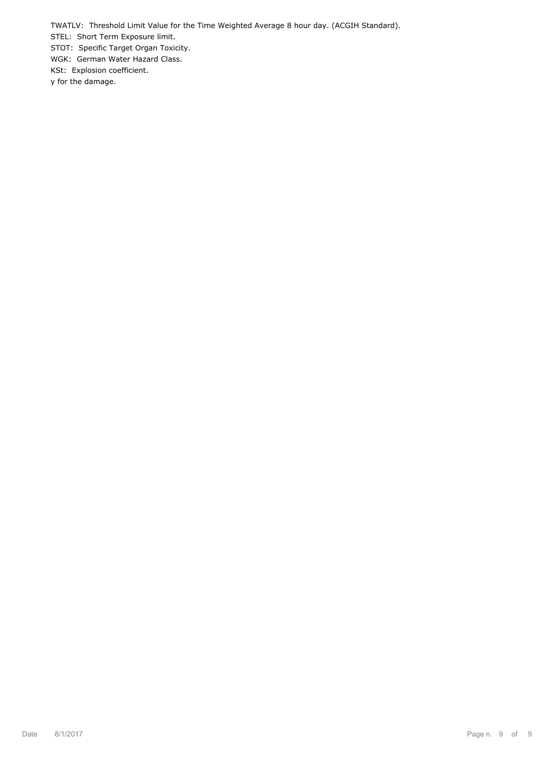TWATLV: Threshold Limit Value for the Time Weighted Average 8 hour day. (ACGIH Standard).

STEL: Short Term Exposure limit.

STOT: Specific Target Organ Toxicity.

WGK: German Water Hazard Class.

KSt: Explosion coefficient.

y for the damage.